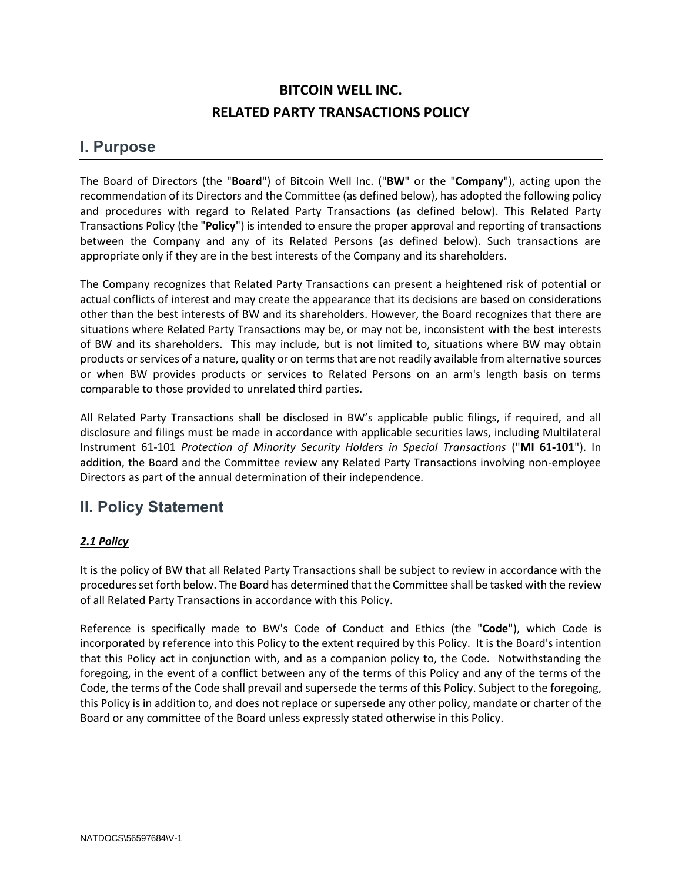# BITCOIN WELL INC.
# RELATED PARTY TRANSACTIONS POLICY

## I. Purpose

The Board of Directors (the "**Board**") of Bitcoin Well Inc. ("**BW**" or the "**Company**"), acting upon the recommendation of its Directors and the Committee (as defined below), has adopted the following policy and procedures with regard to Related Party Transactions (as defined below). This Related Party Transactions Policy (the "**Policy**") is intended to ensure the proper approval and reporting of transactions between the Company and any of its Related Persons (as defined below). Such transactions are appropriate only if they are in the best interests of the Company and its shareholders.

The Company recognizes that Related Party Transactions can present a heightened risk of potential or actual conflicts of interest and may create the appearance that its decisions are based on considerations other than the best interests of BW and its shareholders. However, the Board recognizes that there are situations where Related Party Transactions may be, or may not be, inconsistent with the best interests of BW and its shareholders. This may include, but is not limited to, situations where BW may obtain products or services of a nature, quality or on terms that are not readily available from alternative sources or when BW provides products or services to Related Persons on an arm's length basis on terms comparable to those provided to unrelated third parties.

All Related Party Transactions shall be disclosed in BW's applicable public filings, if required, and all disclosure and filings must be made in accordance with applicable securities laws, including Multilateral Instrument 61-101 *Protection of Minority Security Holders in Special Transactions* ("**MI 61-101**"). In addition, the Board and the Committee review any Related Party Transactions involving non-employee Directors as part of the annual determination of their independence.

## II. Policy Statement

### ***2.1 Policy***

It is the policy of BW that all Related Party Transactions shall be subject to review in accordance with the procedures set forth below. The Board has determined that the Committee shall be tasked with the review of all Related Party Transactions in accordance with this Policy.

Reference is specifically made to BW's Code of Conduct and Ethics (the "**Code**"), which Code is incorporated by reference into this Policy to the extent required by this Policy. It is the Board's intention that this Policy act in conjunction with, and as a companion policy to, the Code. Notwithstanding the foregoing, in the event of a conflict between any of the terms of this Policy and any of the terms of the Code, the terms of the Code shall prevail and supersede the terms of this Policy. Subject to the foregoing, this Policy is in addition to, and does not replace or supersede any other policy, mandate or charter of the Board or any committee of the Board unless expressly stated otherwise in this Policy.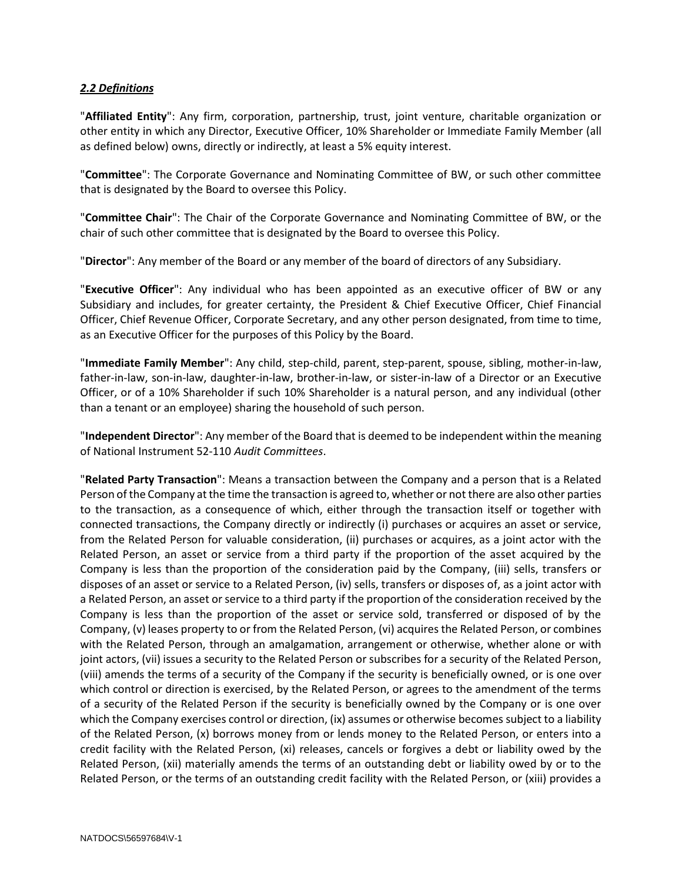### *2.2 Definitions*

"**Affiliated Entity**": Any firm, corporation, partnership, trust, joint venture, charitable organization or other entity in which any Director, Executive Officer, 10% Shareholder or Immediate Family Member (all as defined below) owns, directly or indirectly, at least a 5% equity interest.

"**Committee**": The Corporate Governance and Nominating Committee of BW, or such other committee that is designated by the Board to oversee this Policy.

"**Committee Chair**": The Chair of the Corporate Governance and Nominating Committee of BW, or the chair of such other committee that is designated by the Board to oversee this Policy.

"**Director**": Any member of the Board or any member of the board of directors of any Subsidiary.

"**Executive Officer**": Any individual who has been appointed as an executive officer of BW or any Subsidiary and includes, for greater certainty, the President & Chief Executive Officer, Chief Financial Officer, Chief Revenue Officer, Corporate Secretary, and any other person designated, from time to time, as an Executive Officer for the purposes of this Policy by the Board.

"**Immediate Family Member**": Any child, step-child, parent, step-parent, spouse, sibling, mother-in-law, father-in-law, son-in-law, daughter-in-law, brother-in-law, or sister-in-law of a Director or an Executive Officer, or of a 10% Shareholder if such 10% Shareholder is a natural person, and any individual (other than a tenant or an employee) sharing the household of such person.

"**Independent Director**": Any member of the Board that is deemed to be independent within the meaning of National Instrument 52-110 *Audit Committees*.

"**Related Party Transaction**": Means a transaction between the Company and a person that is a Related Person of the Company at the time the transaction is agreed to, whether or not there are also other parties to the transaction, as a consequence of which, either through the transaction itself or together with connected transactions, the Company directly or indirectly (i) purchases or acquires an asset or service, from the Related Person for valuable consideration, (ii) purchases or acquires, as a joint actor with the Related Person, an asset or service from a third party if the proportion of the asset acquired by the Company is less than the proportion of the consideration paid by the Company, (iii) sells, transfers or disposes of an asset or service to a Related Person, (iv) sells, transfers or disposes of, as a joint actor with a Related Person, an asset or service to a third party if the proportion of the consideration received by the Company is less than the proportion of the asset or service sold, transferred or disposed of by the Company, (v) leases property to or from the Related Person, (vi) acquires the Related Person, or combines with the Related Person, through an amalgamation, arrangement or otherwise, whether alone or with joint actors, (vii) issues a security to the Related Person or subscribes for a security of the Related Person, (viii) amends the terms of a security of the Company if the security is beneficially owned, or is one over which control or direction is exercised, by the Related Person, or agrees to the amendment of the terms of a security of the Related Person if the security is beneficially owned by the Company or is one over which the Company exercises control or direction, (ix) assumes or otherwise becomes subject to a liability of the Related Person, (x) borrows money from or lends money to the Related Person, or enters into a credit facility with the Related Person, (xi) releases, cancels or forgives a debt or liability owed by the Related Person, (xii) materially amends the terms of an outstanding debt or liability owed by or to the Related Person, or the terms of an outstanding credit facility with the Related Person, or (xiii) provides a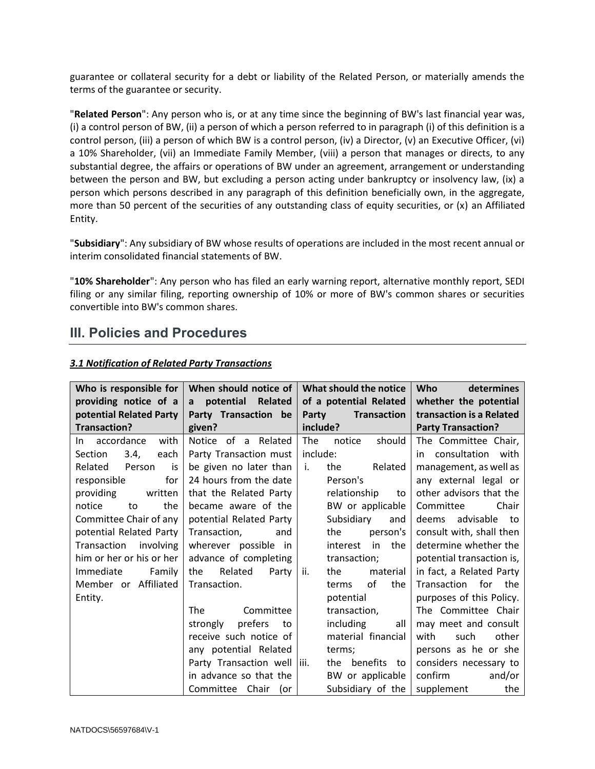guarantee or collateral security for a debt or liability of the Related Person, or materially amends the terms of the guarantee or security.

"**Related Person**": Any person who is, or at any time since the beginning of BW's last financial year was, (i) a control person of BW, (ii) a person of which a person referred to in paragraph (i) of this definition is a control person, (iii) a person of which BW is a control person, (iv) a Director, (v) an Executive Officer, (vi) a 10% Shareholder, (vii) an Immediate Family Member, (viii) a person that manages or directs, to any substantial degree, the affairs or operations of BW under an agreement, arrangement or understanding between the person and BW, but excluding a person acting under bankruptcy or insolvency law, (ix) a person which persons described in any paragraph of this definition beneficially own, in the aggregate, more than 50 percent of the securities of any outstanding class of equity securities, or (x) an Affiliated Entity.

"**Subsidiary**": Any subsidiary of BW whose results of operations are included in the most recent annual or interim consolidated financial statements of BW.

"**10% Shareholder**": Any person who has filed an early warning report, alternative monthly report, SEDI filing or any similar filing, reporting ownership of 10% or more of BW's common shares or securities convertible into BW's common shares.

## III. Policies and Procedures

***3.1 Notification of Related Party Transactions***

| Who is responsible for providing notice of a potential Related Party Transaction? | When should notice of a potential Related Party Transaction be given? | What should the notice of a potential Related Party Transaction include? | Who determines whether the potential transaction is a Related Party Transaction? |
|---|---|---|---|
| In accordance with Section 3.4, each Related Person is responsible for providing written notice to the Committee Chair of any potential Related Party Transaction involving him or her or his or her Immediate Family Member or Affiliated Entity. | Notice of a Related Party Transaction must be given no later than 24 hours from the date that the Related Party became aware of the potential Related Party Transaction, and wherever possible in advance of completing the Related Party Transaction.<br><br>The Committee strongly prefers to receive such notice of any potential Related Party Transaction well in advance so that the Committee Chair (or | The notice should include:<br>i. the Related Person's relationship to BW or applicable Subsidiary and the person's interest in the transaction;<br>ii. the material terms of the potential transaction, including all material financial terms;<br>iii. the benefits to BW or applicable Subsidiary of the | The Committee Chair, in consultation with management, as well as any external legal or other advisors that the Committee Chair deems advisable to consult with, shall then determine whether the potential transaction is, in fact, a Related Party Transaction for the purposes of this Policy. The Committee Chair may meet and consult with such other persons as he or she considers necessary to confirm and/or supplement the |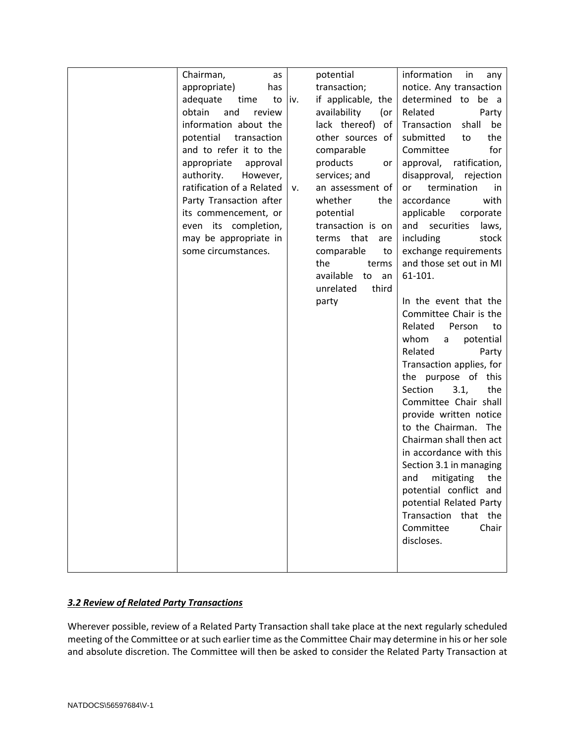| | | | |
|---|---|---|---|
| | Chairman, as appropriate) has adequate time to obtain and review information about the potential transaction and to refer it to the appropriate approval authority. However, ratification of a Related Party Transaction after its commencement, or even its completion, may be appropriate in some circumstances. | potential transaction;<br>iv. if applicable, the availability (or lack thereof) of other sources of comparable products or services; and<br>v. an assessment of whether the potential transaction is on terms that are comparable to the terms available to an unrelated third party | information in any notice. Any transaction determined to be a Related Party Transaction shall be submitted to the Committee for approval, ratification, disapproval, rejection or termination in accordance with applicable corporate and securities laws, including stock exchange requirements and those set out in MI 61-101.<br><br>In the event that the Committee Chair is the Related Person to whom a potential Related Party Transaction applies, for the purpose of this Section 3.1, the Committee Chair shall provide written notice to the Chairman. The Chairman shall then act in accordance with this Section 3.1 in managing and mitigating the potential conflict and potential Related Party Transaction that the Committee Chair discloses. |

***3.2 Review of Related Party Transactions***

Wherever possible, review of a Related Party Transaction shall take place at the next regularly scheduled meeting of the Committee or at such earlier time as the Committee Chair may determine in his or her sole and absolute discretion. The Committee will then be asked to consider the Related Party Transaction at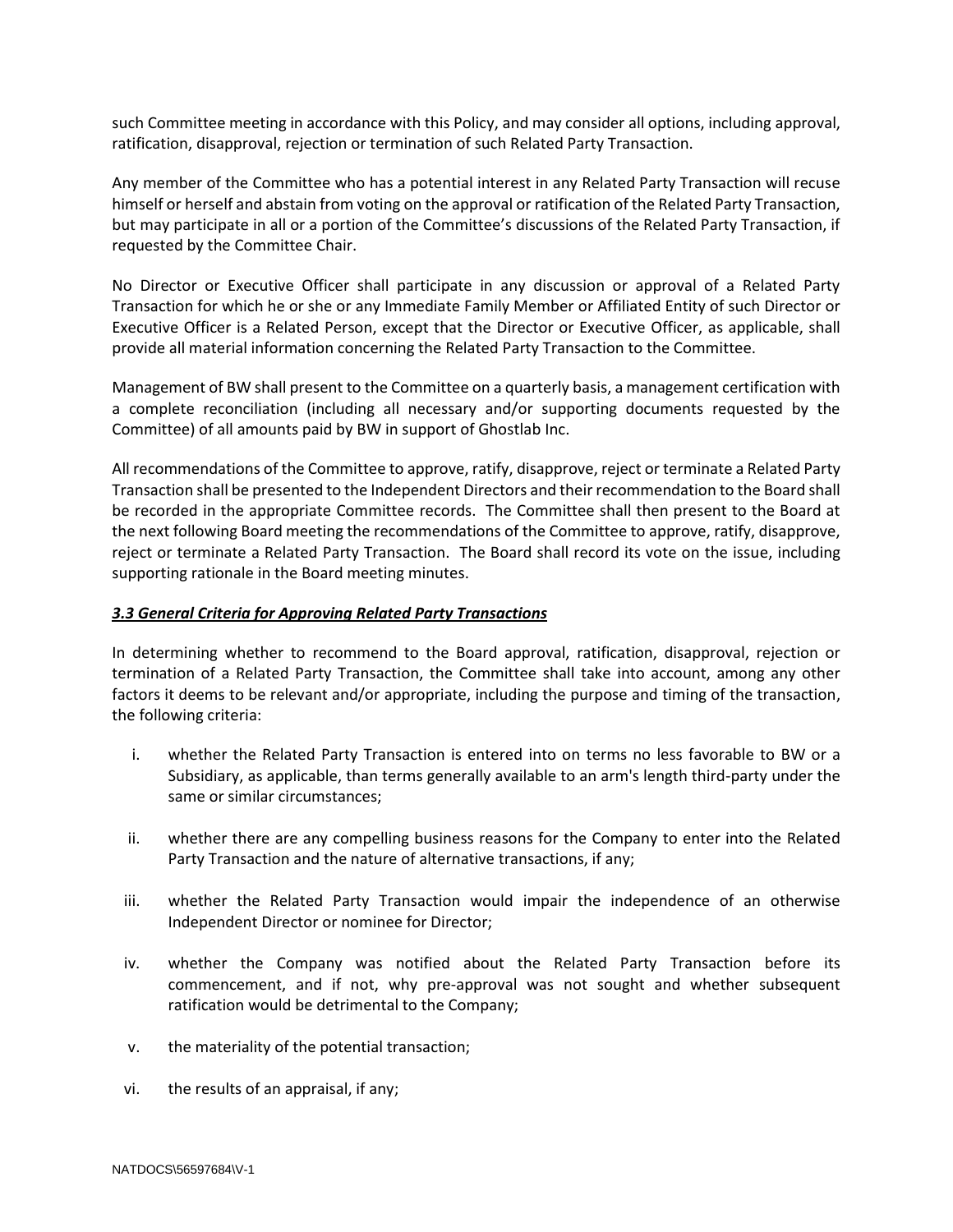such Committee meeting in accordance with this Policy, and may consider all options, including approval, ratification, disapproval, rejection or termination of such Related Party Transaction.

Any member of the Committee who has a potential interest in any Related Party Transaction will recuse himself or herself and abstain from voting on the approval or ratification of the Related Party Transaction, but may participate in all or a portion of the Committee's discussions of the Related Party Transaction, if requested by the Committee Chair.

No Director or Executive Officer shall participate in any discussion or approval of a Related Party Transaction for which he or she or any Immediate Family Member or Affiliated Entity of such Director or Executive Officer is a Related Person, except that the Director or Executive Officer, as applicable, shall provide all material information concerning the Related Party Transaction to the Committee.

Management of BW shall present to the Committee on a quarterly basis, a management certification with a complete reconciliation (including all necessary and/or supporting documents requested by the Committee) of all amounts paid by BW in support of Ghostlab Inc.

All recommendations of the Committee to approve, ratify, disapprove, reject or terminate a Related Party Transaction shall be presented to the Independent Directors and their recommendation to the Board shall be recorded in the appropriate Committee records. The Committee shall then present to the Board at the next following Board meeting the recommendations of the Committee to approve, ratify, disapprove, reject or terminate a Related Party Transaction. The Board shall record its vote on the issue, including supporting rationale in the Board meeting minutes.

***3.3 General Criteria for Approving Related Party Transactions***

In determining whether to recommend to the Board approval, ratification, disapproval, rejection or termination of a Related Party Transaction, the Committee shall take into account, among any other factors it deems to be relevant and/or appropriate, including the purpose and timing of the transaction, the following criteria:

i. whether the Related Party Transaction is entered into on terms no less favorable to BW or a Subsidiary, as applicable, than terms generally available to an arm's length third-party under the same or similar circumstances;

ii. whether there are any compelling business reasons for the Company to enter into the Related Party Transaction and the nature of alternative transactions, if any;

iii. whether the Related Party Transaction would impair the independence of an otherwise Independent Director or nominee for Director;

iv. whether the Company was notified about the Related Party Transaction before its commencement, and if not, why pre-approval was not sought and whether subsequent ratification would be detrimental to the Company;

v. the materiality of the potential transaction;

vi. the results of an appraisal, if any;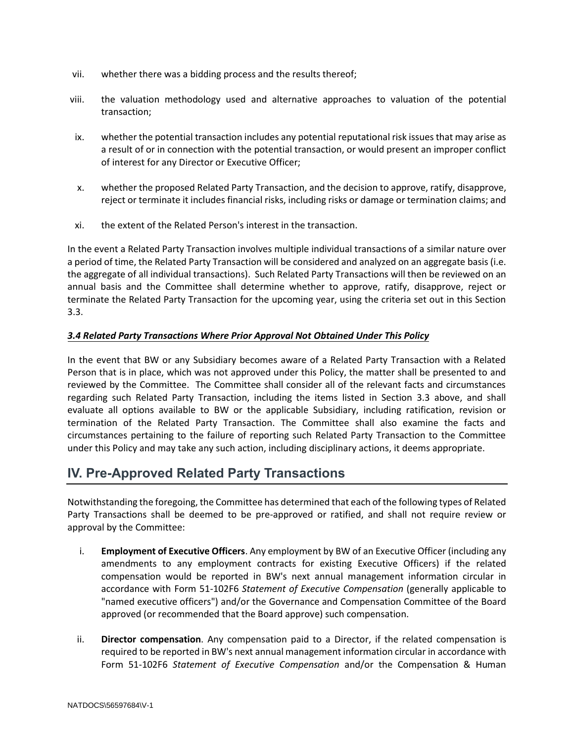vii. whether there was a bidding process and the results thereof;

viii. the valuation methodology used and alternative approaches to valuation of the potential transaction;

ix. whether the potential transaction includes any potential reputational risk issues that may arise as a result of or in connection with the potential transaction, or would present an improper conflict of interest for any Director or Executive Officer;

x. whether the proposed Related Party Transaction, and the decision to approve, ratify, disapprove, reject or terminate it includes financial risks, including risks or damage or termination claims; and

xi. the extent of the Related Person's interest in the transaction.

In the event a Related Party Transaction involves multiple individual transactions of a similar nature over a period of time, the Related Party Transaction will be considered and analyzed on an aggregate basis (i.e. the aggregate of all individual transactions). Such Related Party Transactions will then be reviewed on an annual basis and the Committee shall determine whether to approve, ratify, disapprove, reject or terminate the Related Party Transaction for the upcoming year, using the criteria set out in this Section 3.3.

***3.4 Related Party Transactions Where Prior Approval Not Obtained Under This Policy***

In the event that BW or any Subsidiary becomes aware of a Related Party Transaction with a Related Person that is in place, which was not approved under this Policy, the matter shall be presented to and reviewed by the Committee. The Committee shall consider all of the relevant facts and circumstances regarding such Related Party Transaction, including the items listed in Section 3.3 above, and shall evaluate all options available to BW or the applicable Subsidiary, including ratification, revision or termination of the Related Party Transaction. The Committee shall also examine the facts and circumstances pertaining to the failure of reporting such Related Party Transaction to the Committee under this Policy and may take any such action, including disciplinary actions, it deems appropriate.

## IV. Pre-Approved Related Party Transactions

Notwithstanding the foregoing, the Committee has determined that each of the following types of Related Party Transactions shall be deemed to be pre-approved or ratified, and shall not require review or approval by the Committee:

i. **Employment of Executive Officers**. Any employment by BW of an Executive Officer (including any amendments to any employment contracts for existing Executive Officers) if the related compensation would be reported in BW's next annual management information circular in accordance with Form 51-102F6 *Statement of Executive Compensation* (generally applicable to "named executive officers") and/or the Governance and Compensation Committee of the Board approved (or recommended that the Board approve) such compensation.

ii. **Director compensation**. Any compensation paid to a Director, if the related compensation is required to be reported in BW's next annual management information circular in accordance with Form 51-102F6 *Statement of Executive Compensation* and/or the Compensation & Human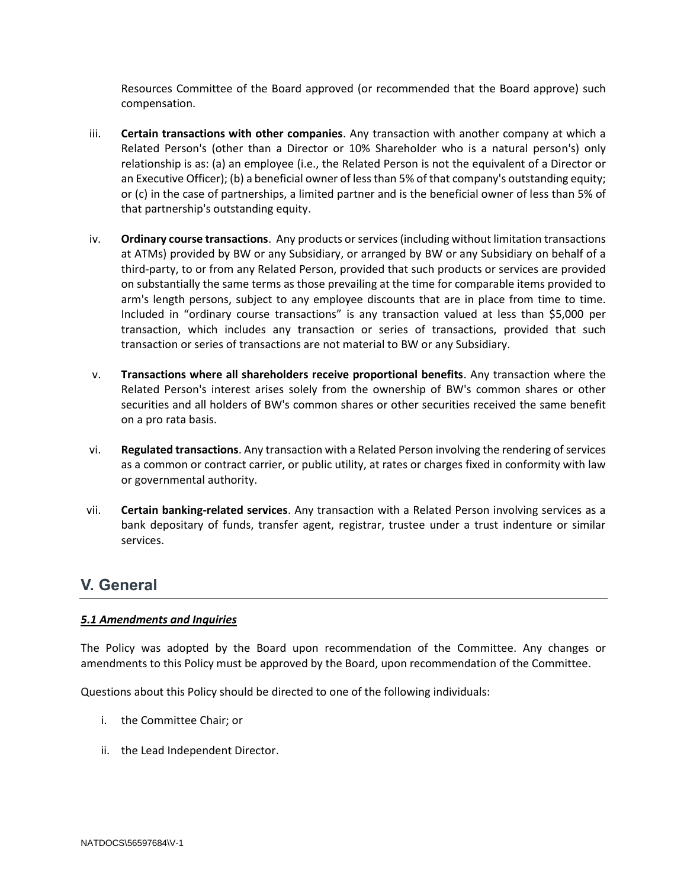Resources Committee of the Board approved (or recommended that the Board approve) such compensation.

iii. **Certain transactions with other companies**. Any transaction with another company at which a Related Person's (other than a Director or 10% Shareholder who is a natural person's) only relationship is as: (a) an employee (i.e., the Related Person is not the equivalent of a Director or an Executive Officer); (b) a beneficial owner of less than 5% of that company's outstanding equity; or (c) in the case of partnerships, a limited partner and is the beneficial owner of less than 5% of that partnership's outstanding equity.

iv. **Ordinary course transactions**. Any products or services (including without limitation transactions at ATMs) provided by BW or any Subsidiary, or arranged by BW or any Subsidiary on behalf of a third-party, to or from any Related Person, provided that such products or services are provided on substantially the same terms as those prevailing at the time for comparable items provided to arm's length persons, subject to any employee discounts that are in place from time to time. Included in "ordinary course transactions" is any transaction valued at less than $5,000 per transaction, which includes any transaction or series of transactions, provided that such transaction or series of transactions are not material to BW or any Subsidiary.

v. **Transactions where all shareholders receive proportional benefits**. Any transaction where the Related Person's interest arises solely from the ownership of BW's common shares or other securities and all holders of BW's common shares or other securities received the same benefit on a pro rata basis.

vi. **Regulated transactions**. Any transaction with a Related Person involving the rendering of services as a common or contract carrier, or public utility, at rates or charges fixed in conformity with law or governmental authority.

vii. **Certain banking-related services**. Any transaction with a Related Person involving services as a bank depositary of funds, transfer agent, registrar, trustee under a trust indenture or similar services.

## V. General

***5.1 Amendments and Inquiries***

The Policy was adopted by the Board upon recommendation of the Committee. Any changes or amendments to this Policy must be approved by the Board, upon recommendation of the Committee.

Questions about this Policy should be directed to one of the following individuals:

i. the Committee Chair; or

ii. the Lead Independent Director.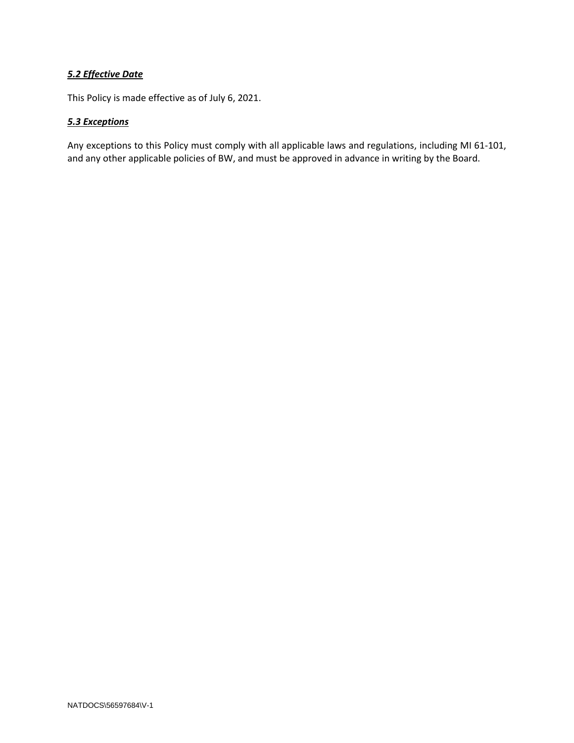### ***5.2 Effective Date***

This Policy is made effective as of July 6, 2021.

### ***5.3 Exceptions***

Any exceptions to this Policy must comply with all applicable laws and regulations, including MI 61-101, and any other applicable policies of BW, and must be approved in advance in writing by the Board.